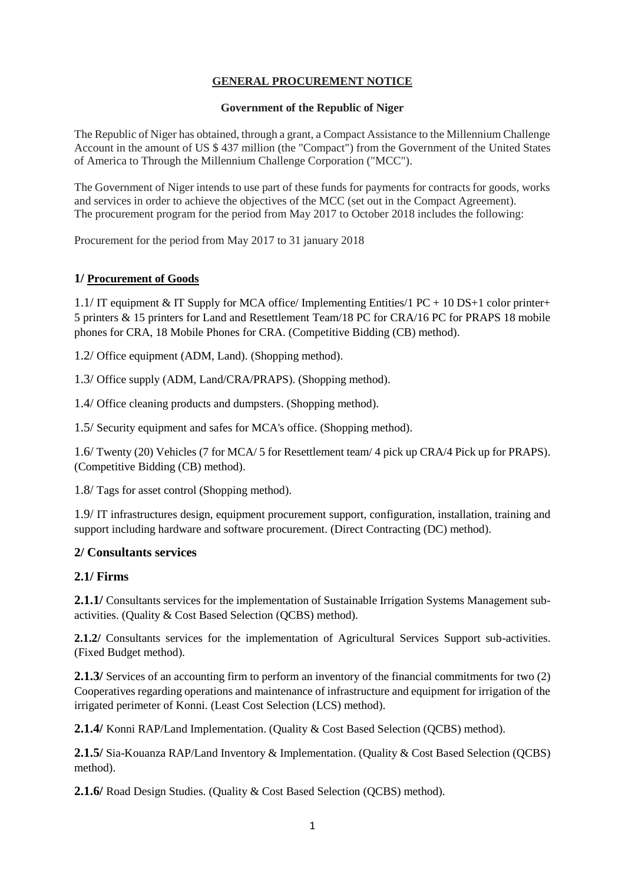# GENERAL PROCUREMENT NOTICE

**Government of the Republic of Niger**

The Republic of Niger has obtained, through a grant, a Compact Assistance to the Millennium Challenge Account in the amount of US $ 437 million (the "Compact") from the Government of the United States of America to Through the Millennium Challenge Corporation ("MCC").

The Government of Niger intends to use part of these funds for payments for contracts for goods, works and services in order to achieve the objectives of the MCC (set out in the Compact Agreement). The procurement program for the period from May 2017 to October 2018 includes the following:

Procurement for the period from May 2017 to 31 january 2018

## 1/ Procurement of Goods

1.1/ IT equipment & IT Supply for MCA office/ Implementing Entities/1 PC + 10 DS+1 color printer+ 5 printers & 15 printers for Land and Resettlement Team/18 PC for CRA/16 PC for PRAPS 18 mobile phones for CRA, 18 Mobile Phones for CRA. (Competitive Bidding (CB) method).

1.2/ Office equipment (ADM, Land). (Shopping method).

1.3/ Office supply (ADM, Land/CRA/PRAPS). (Shopping method).

1.4/ Office cleaning products and dumpsters. (Shopping method).

1.5/ Security equipment and safes for MCA's office. (Shopping method).

1.6/ Twenty (20) Vehicles (7 for MCA/ 5 for Resettlement team/ 4 pick up CRA/4 Pick up for PRAPS). (Competitive Bidding (CB) method).

1.8/ Tags for asset control (Shopping method).

1.9/ IT infrastructures design, equipment procurement support, configuration, installation, training and support including hardware and software procurement. (Direct Contracting (DC) method).

## 2/ Consultants services

### 2.1/ Firms

**2.1.1/** Consultants services for the implementation of Sustainable Irrigation Systems Management sub-activities. (Quality & Cost Based Selection (QCBS) method).

**2.1.2/** Consultants services for the implementation of Agricultural Services Support sub-activities. (Fixed Budget method).

**2.1.3/** Services of an accounting firm to perform an inventory of the financial commitments for two (2) Cooperatives regarding operations and maintenance of infrastructure and equipment for irrigation of the irrigated perimeter of Konni. (Least Cost Selection (LCS) method).

**2.1.4/** Konni RAP/Land Implementation. (Quality & Cost Based Selection (QCBS) method).

**2.1.5/** Sia-Kouanza RAP/Land Inventory & Implementation. (Quality & Cost Based Selection (QCBS) method).

**2.1.6/** Road Design Studies. (Quality & Cost Based Selection (QCBS) method).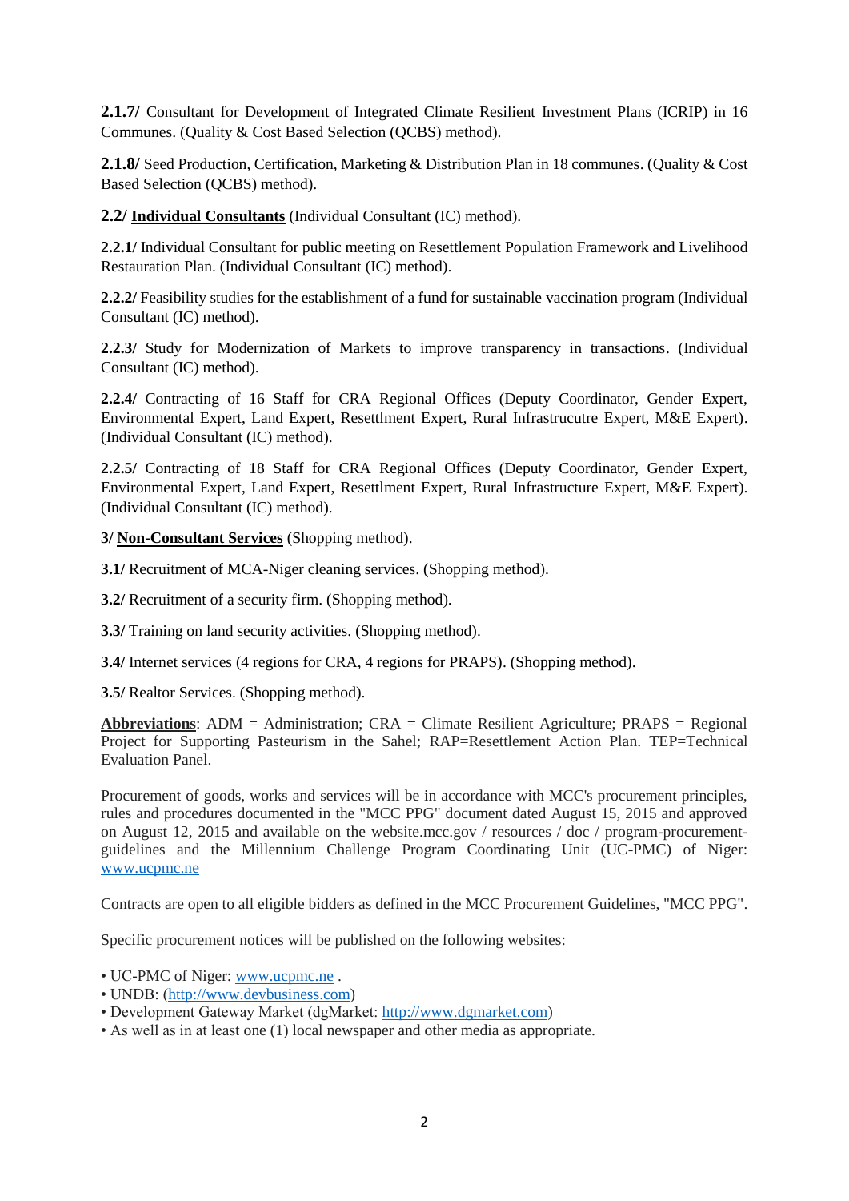**2.1.7/** Consultant for Development of Integrated Climate Resilient Investment Plans (ICRIP) in 16 Communes. (Quality & Cost Based Selection (QCBS) method).

**2.1.8/** Seed Production, Certification, Marketing & Distribution Plan in 18 communes. (Quality & Cost Based Selection (QCBS) method).

**2.2/ <u>Individual Consultants</u>** (Individual Consultant (IC) method).

**2.2.1/** Individual Consultant for public meeting on Resettlement Population Framework and Livelihood Restauration Plan. (Individual Consultant (IC) method).

**2.2.2/** Feasibility studies for the establishment of a fund for sustainable vaccination program (Individual Consultant (IC) method).

**2.2.3/** Study for Modernization of Markets to improve transparency in transactions. (Individual Consultant (IC) method).

**2.2.4/** Contracting of 16 Staff for CRA Regional Offices (Deputy Coordinator, Gender Expert, Environmental Expert, Land Expert, Resettlment Expert, Rural Infrastrucutre Expert, M&E Expert). (Individual Consultant (IC) method).

**2.2.5/** Contracting of 18 Staff for CRA Regional Offices (Deputy Coordinator, Gender Expert, Environmental Expert, Land Expert, Resettlment Expert, Rural Infrastructure Expert, M&E Expert). (Individual Consultant (IC) method).

**3/ <u>Non-Consultant Services</u>** (Shopping method).

**3.1/** Recruitment of MCA-Niger cleaning services. (Shopping method).

**3.2/** Recruitment of a security firm. (Shopping method).

**3.3/** Training on land security activities. (Shopping method).

**3.4/** Internet services (4 regions for CRA, 4 regions for PRAPS). (Shopping method).

**3.5/** Realtor Services. (Shopping method).

**<u>Abbreviations</u>**: ADM = Administration; CRA = Climate Resilient Agriculture; PRAPS = Regional Project for Supporting Pasteurism in the Sahel; RAP=Resettlement Action Plan. TEP=Technical Evaluation Panel.

Procurement of goods, works and services will be in accordance with MCC's procurement principles, rules and procedures documented in the "MCC PPG" document dated August 15, 2015 and approved on August 12, 2015 and available on the website.mcc.gov / resources / doc / program-procurement-guidelines and the Millennium Challenge Program Coordinating Unit (UC-PMC) of Niger: www.ucpmc.ne

Contracts are open to all eligible bidders as defined in the MCC Procurement Guidelines, "MCC PPG".

Specific procurement notices will be published on the following websites:

- UC-PMC of Niger: www.ucpmc.ne .
- UNDB: (http://www.devbusiness.com)
- Development Gateway Market (dgMarket: http://www.dgmarket.com)
- As well as in at least one (1) local newspaper and other media as appropriate.